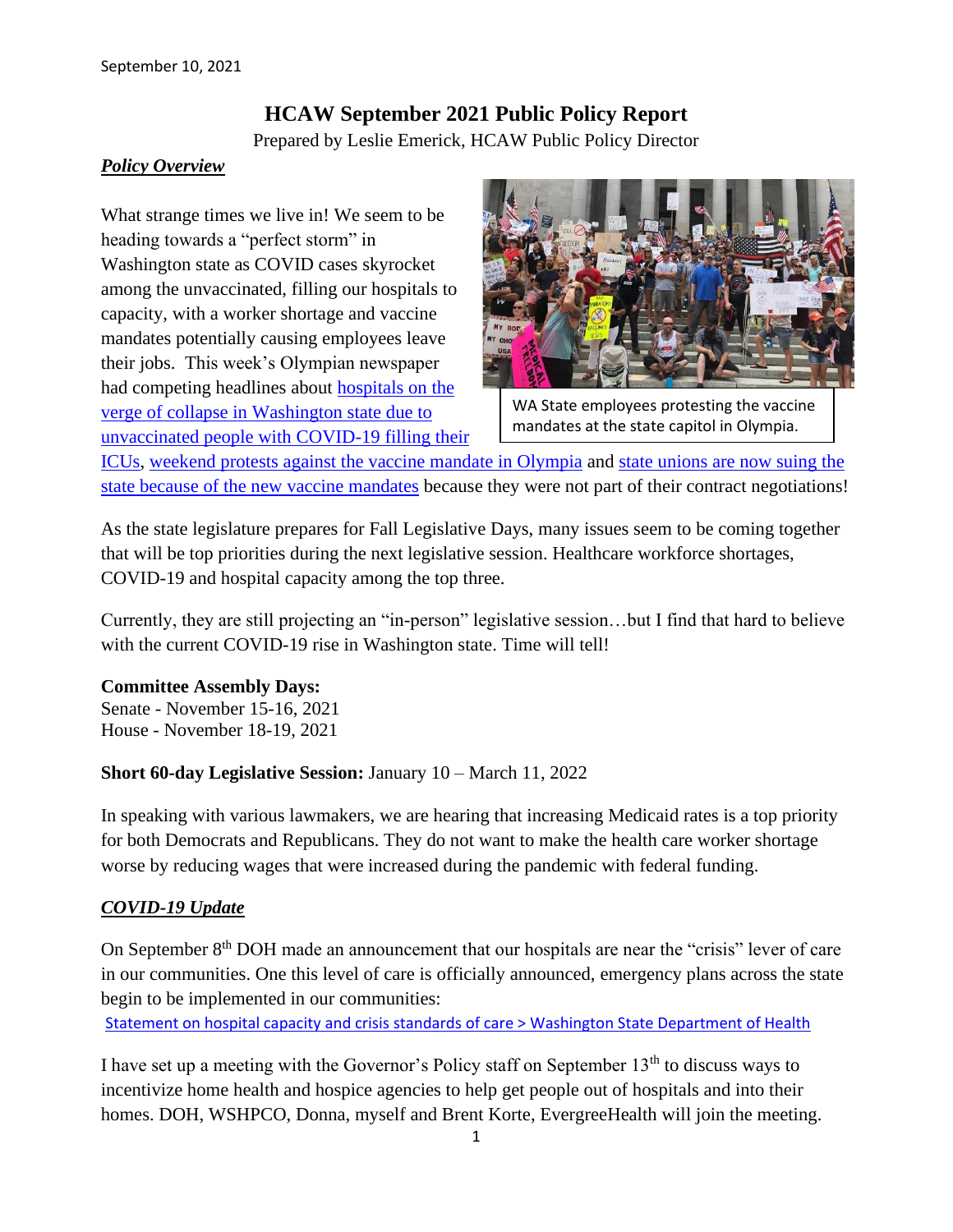September 10, 2021

# HCAW September 2021 Public Policy Report

Prepared by Leslie Emerick, HCAW Public Policy Director

## *Policy Overview*

What strange times we live in! We seem to be heading towards a "perfect storm" in Washington state as COVID cases skyrocket among the unvaccinated, filling our hospitals to capacity, with a worker shortage and vaccine mandates potentially causing employees leave their jobs. This week's Olympian newspaper had competing headlines about hospitals on the verge of collapse in Washington state due to unvaccinated people with COVID-19 filling their ICUs, weekend protests against the vaccine mandate in Olympia and state unions are now suing the state because of the new vaccine mandates because they were not part of their contract negotiations!

WA State employees protesting the vaccine mandates at the state capitol in Olympia.

As the state legislature prepares for Fall Legislative Days, many issues seem to be coming together that will be top priorities during the next legislative session. Healthcare workforce shortages, COVID-19 and hospital capacity among the top three.

Currently, they are still projecting an "in-person" legislative session…but I find that hard to believe with the current COVID-19 rise in Washington state. Time will tell!

**Committee Assembly Days:**
Senate - November 15-16, 2021
House - November 18-19, 2021

**Short 60-day Legislative Session:** January 10 – March 11, 2022

In speaking with various lawmakers, we are hearing that increasing Medicaid rates is a top priority for both Democrats and Republicans. They do not want to make the health care worker shortage worse by reducing wages that were increased during the pandemic with federal funding.

## *COVID-19 Update*

On September 8th DOH made an announcement that our hospitals are near the "crisis" lever of care in our communities. One this level of care is officially announced, emergency plans across the state begin to be implemented in our communities:
Statement on hospital capacity and crisis standards of care > Washington State Department of Health

I have set up a meeting with the Governor's Policy staff on September 13th to discuss ways to incentivize home health and hospice agencies to help get people out of hospitals and into their homes. DOH, WSHPCO, Donna, myself and Brent Korte, EvergreeHealth will join the meeting.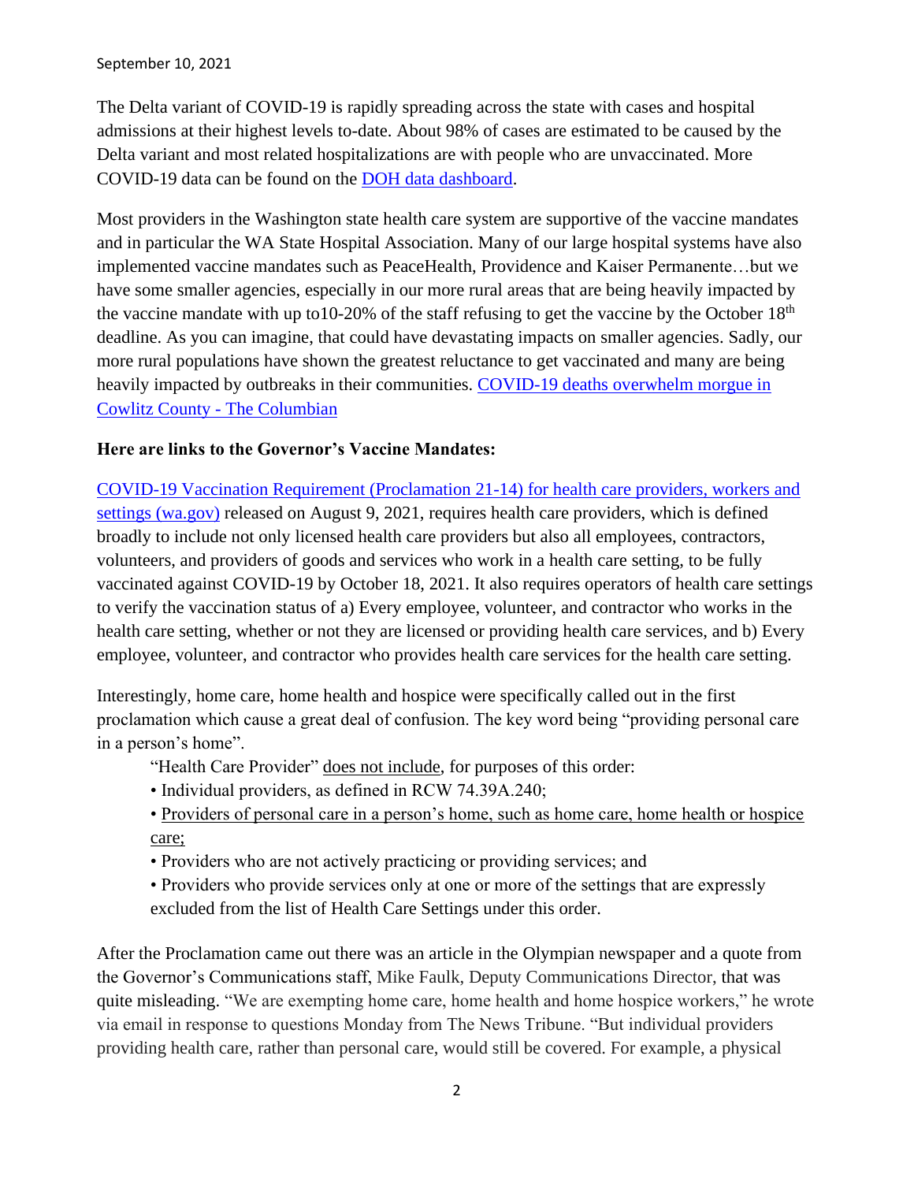September 10, 2021

The Delta variant of COVID-19 is rapidly spreading across the state with cases and hospital admissions at their highest levels to-date. About 98% of cases are estimated to be caused by the Delta variant and most related hospitalizations are with people who are unvaccinated. More COVID-19 data can be found on the DOH data dashboard.

Most providers in the Washington state health care system are supportive of the vaccine mandates and in particular the WA State Hospital Association. Many of our large hospital systems have also implemented vaccine mandates such as PeaceHealth, Providence and Kaiser Permanente…but we have some smaller agencies, especially in our more rural areas that are being heavily impacted by the vaccine mandate with up to10-20% of the staff refusing to get the vaccine by the October 18th deadline. As you can imagine, that could have devastating impacts on smaller agencies. Sadly, our more rural populations have shown the greatest reluctance to get vaccinated and many are being heavily impacted by outbreaks in their communities. COVID-19 deaths overwhelm morgue in Cowlitz County - The Columbian

**Here are links to the Governor's Vaccine Mandates:**

COVID-19 Vaccination Requirement (Proclamation 21-14) for health care providers, workers and settings (wa.gov) released on August 9, 2021, requires health care providers, which is defined broadly to include not only licensed health care providers but also all employees, contractors, volunteers, and providers of goods and services who work in a health care setting, to be fully vaccinated against COVID-19 by October 18, 2021. It also requires operators of health care settings to verify the vaccination status of a) Every employee, volunteer, and contractor who works in the health care setting, whether or not they are licensed or providing health care services, and b) Every employee, volunteer, and contractor who provides health care services for the health care setting.

Interestingly, home care, home health and hospice were specifically called out in the first proclamation which cause a great deal of confusion. The key word being "providing personal care in a person's home".

> "Health Care Provider" does not include, for purposes of this order:
> - Individual providers, as defined in RCW 74.39A.240;
> - Providers of personal care in a person's home, such as home care, home health or hospice care;
> - Providers who are not actively practicing or providing services; and
> - Providers who provide services only at one or more of the settings that are expressly excluded from the list of Health Care Settings under this order.

After the Proclamation came out there was an article in the Olympian newspaper and a quote from the Governor's Communications staff, Mike Faulk, Deputy Communications Director, that was quite misleading. "We are exempting home care, home health and home hospice workers," he wrote via email in response to questions Monday from The News Tribune. "But individual providers providing health care, rather than personal care, would still be covered. For example, a physical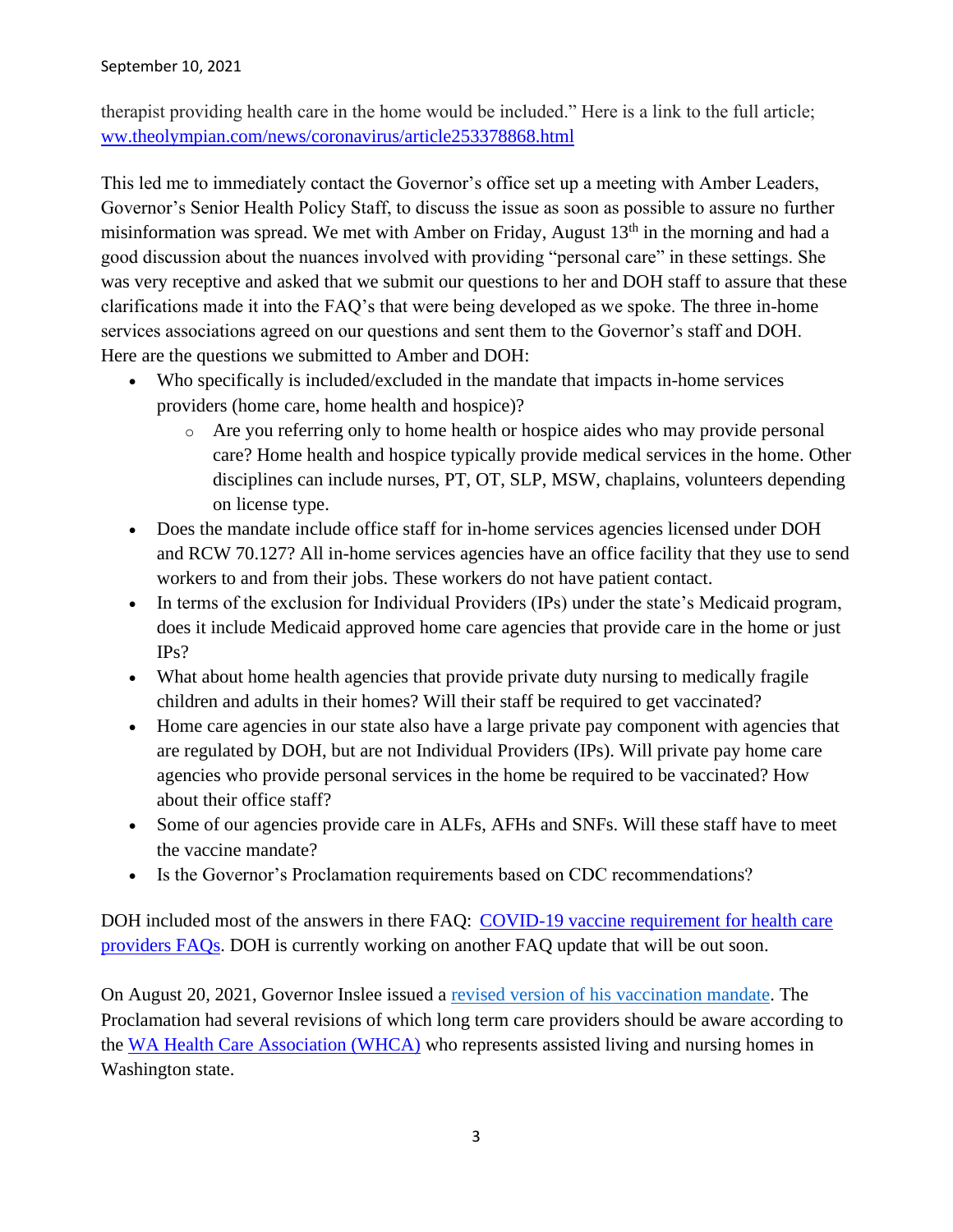therapist providing health care in the home would be included." Here is a link to the full article; [ww.theolympian.com/news/coronavirus/article253378868.html](ww.theolympian.com/news/coronavirus/article253378868.html)

This led me to immediately contact the Governor's office set up a meeting with Amber Leaders, Governor's Senior Health Policy Staff, to discuss the issue as soon as possible to assure no further misinformation was spread. We met with Amber on Friday, August 13th in the morning and had a good discussion about the nuances involved with providing "personal care" in these settings. She was very receptive and asked that we submit our questions to her and DOH staff to assure that these clarifications made it into the FAQ's that were being developed as we spoke. The three in-home services associations agreed on our questions and sent them to the Governor's staff and DOH. Here are the questions we submitted to Amber and DOH:

- Who specifically is included/excluded in the mandate that impacts in-home services providers (home care, home health and hospice)?
  - Are you referring only to home health or hospice aides who may provide personal care? Home health and hospice typically provide medical services in the home. Other disciplines can include nurses, PT, OT, SLP, MSW, chaplains, volunteers depending on license type.
- Does the mandate include office staff for in-home services agencies licensed under DOH and RCW 70.127? All in-home services agencies have an office facility that they use to send workers to and from their jobs. These workers do not have patient contact.
- In terms of the exclusion for Individual Providers (IPs) under the state's Medicaid program, does it include Medicaid approved home care agencies that provide care in the home or just IPs?
- What about home health agencies that provide private duty nursing to medically fragile children and adults in their homes? Will their staff be required to get vaccinated?
- Home care agencies in our state also have a large private pay component with agencies that are regulated by DOH, but are not Individual Providers (IPs). Will private pay home care agencies who provide personal services in the home be required to be vaccinated? How about their office staff?
- Some of our agencies provide care in ALFs, AFHs and SNFs. Will these staff have to meet the vaccine mandate?
- Is the Governor's Proclamation requirements based on CDC recommendations?

DOH included most of the answers in there FAQ: COVID-19 vaccine requirement for health care providers FAQs. DOH is currently working on another FAQ update that will be out soon.

On August 20, 2021, Governor Inslee issued a revised version of his vaccination mandate. The Proclamation had several revisions of which long term care providers should be aware according to the WA Health Care Association (WHCA) who represents assisted living and nursing homes in Washington state.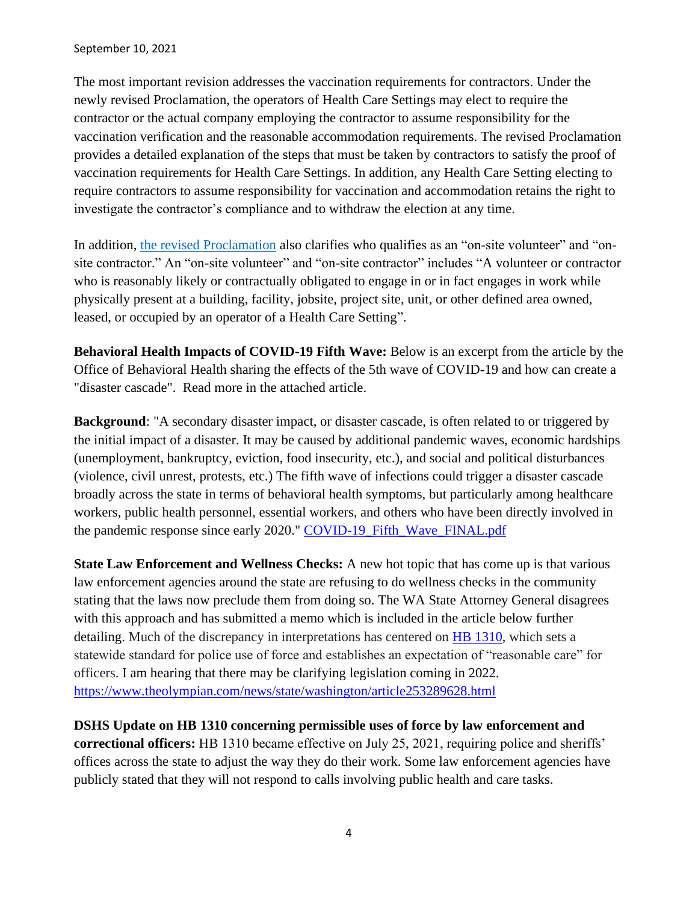The most important revision addresses the vaccination requirements for contractors. Under the newly revised Proclamation, the operators of Health Care Settings may elect to require the contractor or the actual company employing the contractor to assume responsibility for the vaccination verification and the reasonable accommodation requirements. The revised Proclamation provides a detailed explanation of the steps that must be taken by contractors to satisfy the proof of vaccination requirements for Health Care Settings. In addition, any Health Care Setting electing to require contractors to assume responsibility for vaccination and accommodation retains the right to investigate the contractor's compliance and to withdraw the election at any time.

In addition, [the revised Proclamation] also clarifies who qualifies as an "on-site volunteer" and "on-site contractor." An "on-site volunteer" and "on-site contractor" includes "A volunteer or contractor who is reasonably likely or contractually obligated to engage in or in fact engages in work while physically present at a building, facility, jobsite, project site, unit, or other defined area owned, leased, or occupied by an operator of a Health Care Setting".

**Behavioral Health Impacts of COVID-19 Fifth Wave:** Below is an excerpt from the article by the Office of Behavioral Health sharing the effects of the 5th wave of COVID-19 and how can create a "disaster cascade". Read more in the attached article.

**Background**: "A secondary disaster impact, or disaster cascade, is often related to or triggered by the initial impact of a disaster. It may be caused by additional pandemic waves, economic hardships (unemployment, bankruptcy, eviction, food insecurity, etc.), and social and political disturbances (violence, civil unrest, protests, etc.) The fifth wave of infections could trigger a disaster cascade broadly across the state in terms of behavioral health symptoms, but particularly among healthcare workers, public health personnel, essential workers, and others who have been directly involved in the pandemic response since early 2020." COVID-19_Fifth_Wave_FINAL.pdf

**State Law Enforcement and Wellness Checks:** A new hot topic that has come up is that various law enforcement agencies around the state are refusing to do wellness checks in the community stating that the laws now preclude them from doing so. The WA State Attorney General disagrees with this approach and has submitted a memo which is included in the article below further detailing. Much of the discrepancy in interpretations has centered on HB 1310, which sets a statewide standard for police use of force and establishes an expectation of "reasonable care" for officers. I am hearing that there may be clarifying legislation coming in 2022. https://www.theolympian.com/news/state/washington/article253289628.html

**DSHS Update on HB 1310 concerning permissible uses of force by law enforcement and correctional officers:** HB 1310 became effective on July 25, 2021, requiring police and sheriffs' offices across the state to adjust the way they do their work. Some law enforcement agencies have publicly stated that they will not respond to calls involving public health and care tasks.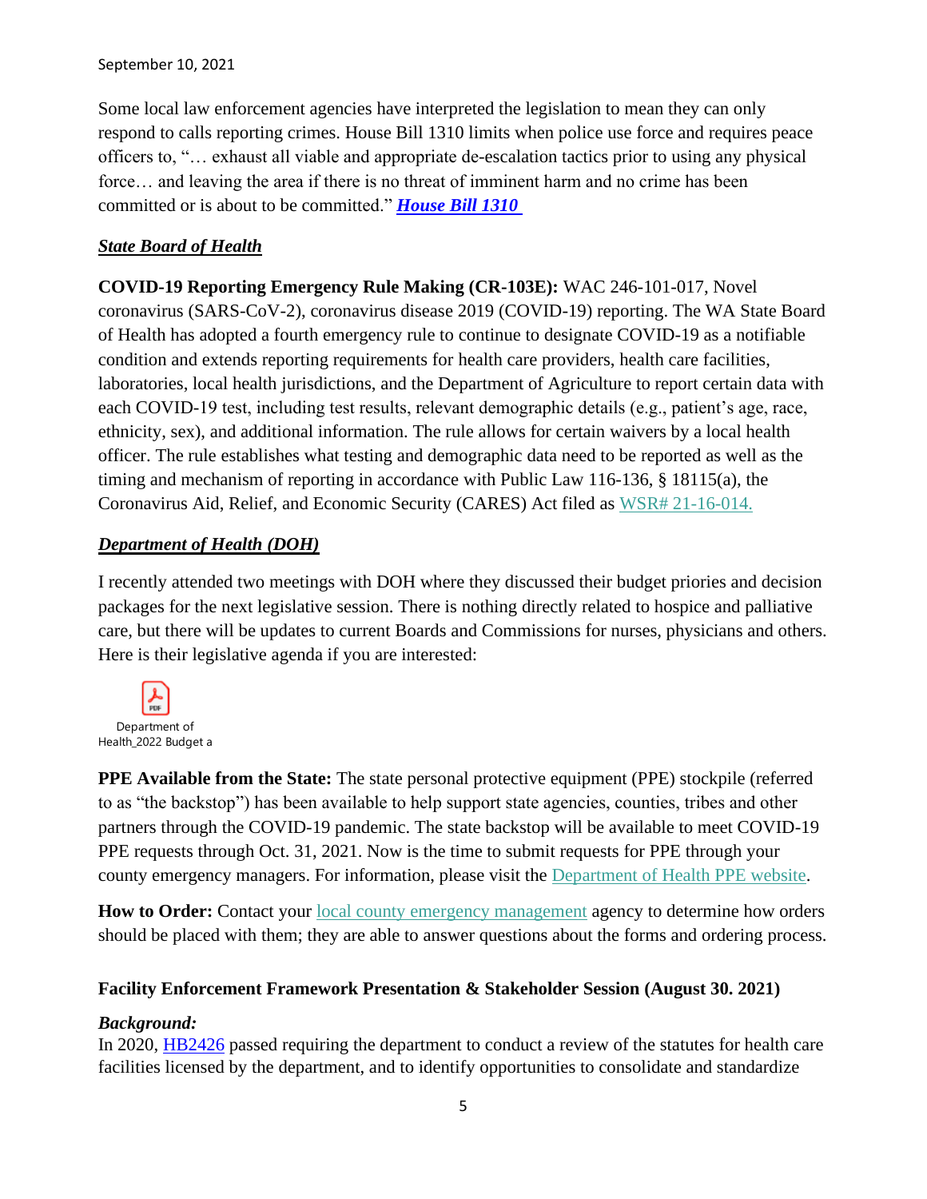Some local law enforcement agencies have interpreted the legislation to mean they can only respond to calls reporting crimes. House Bill 1310 limits when police use force and requires peace officers to, "… exhaust all viable and appropriate de-escalation tactics prior to using any physical force… and leaving the area if there is no threat of imminent harm and no crime has been committed or is about to be committed." ***House Bill 1310***

## ***State Board of Health***

**COVID-19 Reporting Emergency Rule Making (CR-103E):** WAC 246-101-017, Novel coronavirus (SARS-CoV-2), coronavirus disease 2019 (COVID-19) reporting. The WA State Board of Health has adopted a fourth emergency rule to continue to designate COVID-19 as a notifiable condition and extends reporting requirements for health care providers, health care facilities, laboratories, local health jurisdictions, and the Department of Agriculture to report certain data with each COVID-19 test, including test results, relevant demographic details (e.g., patient's age, race, ethnicity, sex), and additional information. The rule allows for certain waivers by a local health officer. The rule establishes what testing and demographic data need to be reported as well as the timing and mechanism of reporting in accordance with Public Law 116-136, § 18115(a), the Coronavirus Aid, Relief, and Economic Security (CARES) Act filed as WSR# 21-16-014.

## ***Department of Health (DOH)***

I recently attended two meetings with DOH where they discussed their budget priories and decision packages for the next legislative session. There is nothing directly related to hospice and palliative care, but there will be updates to current Boards and Commissions for nurses, physicians and others. Here is their legislative agenda if you are interested:

Department of Health_2022 Budget a

**PPE Available from the State:** The state personal protective equipment (PPE) stockpile (referred to as "the backstop") has been available to help support state agencies, counties, tribes and other partners through the COVID-19 pandemic. The state backstop will be available to meet COVID-19 PPE requests through Oct. 31, 2021. Now is the time to submit requests for PPE through your county emergency managers. For information, please visit the Department of Health PPE website.

**How to Order:** Contact your local county emergency management agency to determine how orders should be placed with them; they are able to answer questions about the forms and ordering process.

**Facility Enforcement Framework Presentation & Stakeholder Session (August 30. 2021)**

***Background:***
In 2020, HB2426 passed requiring the department to conduct a review of the statutes for health care facilities licensed by the department, and to identify opportunities to consolidate and standardize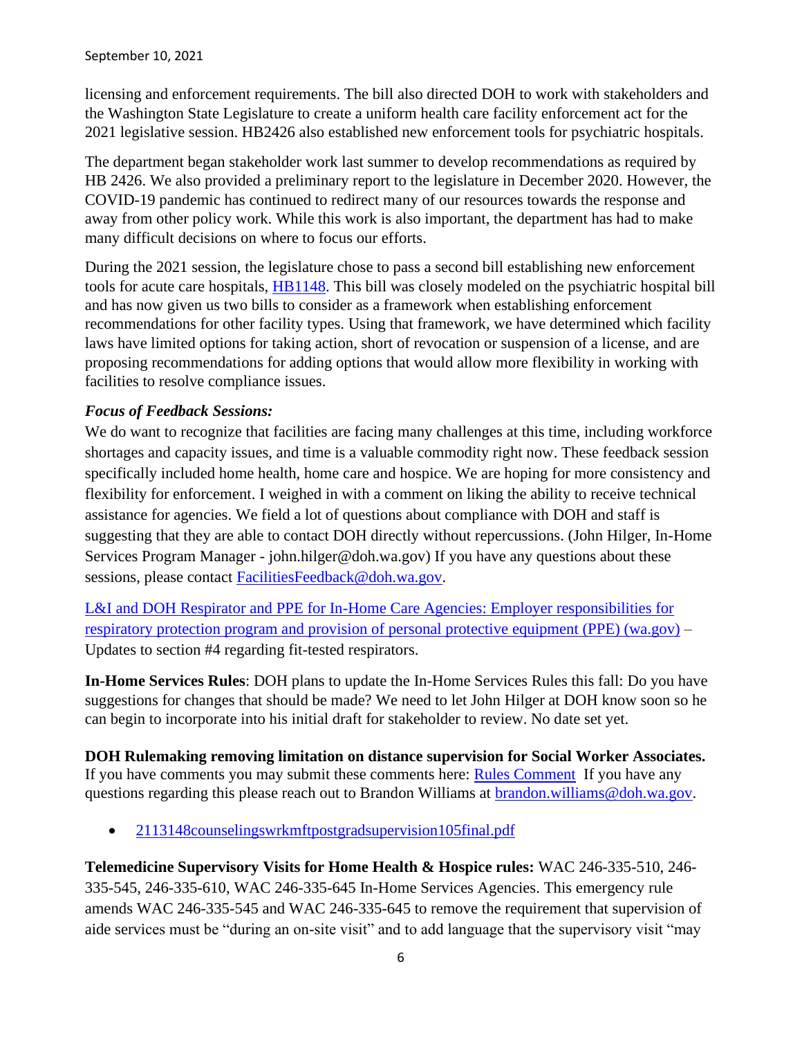licensing and enforcement requirements. The bill also directed DOH to work with stakeholders and the Washington State Legislature to create a uniform health care facility enforcement act for the 2021 legislative session. HB2426 also established new enforcement tools for psychiatric hospitals.

The department began stakeholder work last summer to develop recommendations as required by HB 2426. We also provided a preliminary report to the legislature in December 2020. However, the COVID-19 pandemic has continued to redirect many of our resources towards the response and away from other policy work. While this work is also important, the department has had to make many difficult decisions on where to focus our efforts.

During the 2021 session, the legislature chose to pass a second bill establishing new enforcement tools for acute care hospitals, HB1148. This bill was closely modeled on the psychiatric hospital bill and has now given us two bills to consider as a framework when establishing enforcement recommendations for other facility types. Using that framework, we have determined which facility laws have limited options for taking action, short of revocation or suspension of a license, and are proposing recommendations for adding options that would allow more flexibility in working with facilities to resolve compliance issues.

***Focus of Feedback Sessions:***

We do want to recognize that facilities are facing many challenges at this time, including workforce shortages and capacity issues, and time is a valuable commodity right now. These feedback session specifically included home health, home care and hospice. We are hoping for more consistency and flexibility for enforcement. I weighed in with a comment on liking the ability to receive technical assistance for agencies. We field a lot of questions about compliance with DOH and staff is suggesting that they are able to contact DOH directly without repercussions. (John Hilger, In-Home Services Program Manager - john.hilger@doh.wa.gov) If you have any questions about these sessions, please contact FacilitiesFeedback@doh.wa.gov.

L&I and DOH Respirator and PPE for In-Home Care Agencies: Employer responsibilities for respiratory protection program and provision of personal protective equipment (PPE) (wa.gov) – Updates to section #4 regarding fit-tested respirators.

**In-Home Services Rules**: DOH plans to update the In-Home Services Rules this fall: Do you have suggestions for changes that should be made? We need to let John Hilger at DOH know soon so he can begin to incorporate into his initial draft for stakeholder to review. No date set yet.

**DOH Rulemaking removing limitation on distance supervision for Social Worker Associates.** If you have comments you may submit these comments here: Rules Comment If you have any questions regarding this please reach out to Brandon Williams at brandon.williams@doh.wa.gov.

- 2113148counselingswrkmftpostgradsupervision105final.pdf

**Telemedicine Supervisory Visits for Home Health & Hospice rules:** WAC 246-335-510, 246-335-545, 246-335-610, WAC 246-335-645 In-Home Services Agencies. This emergency rule amends WAC 246-335-545 and WAC 246-335-645 to remove the requirement that supervision of aide services must be "during an on-site visit" and to add language that the supervisory visit "may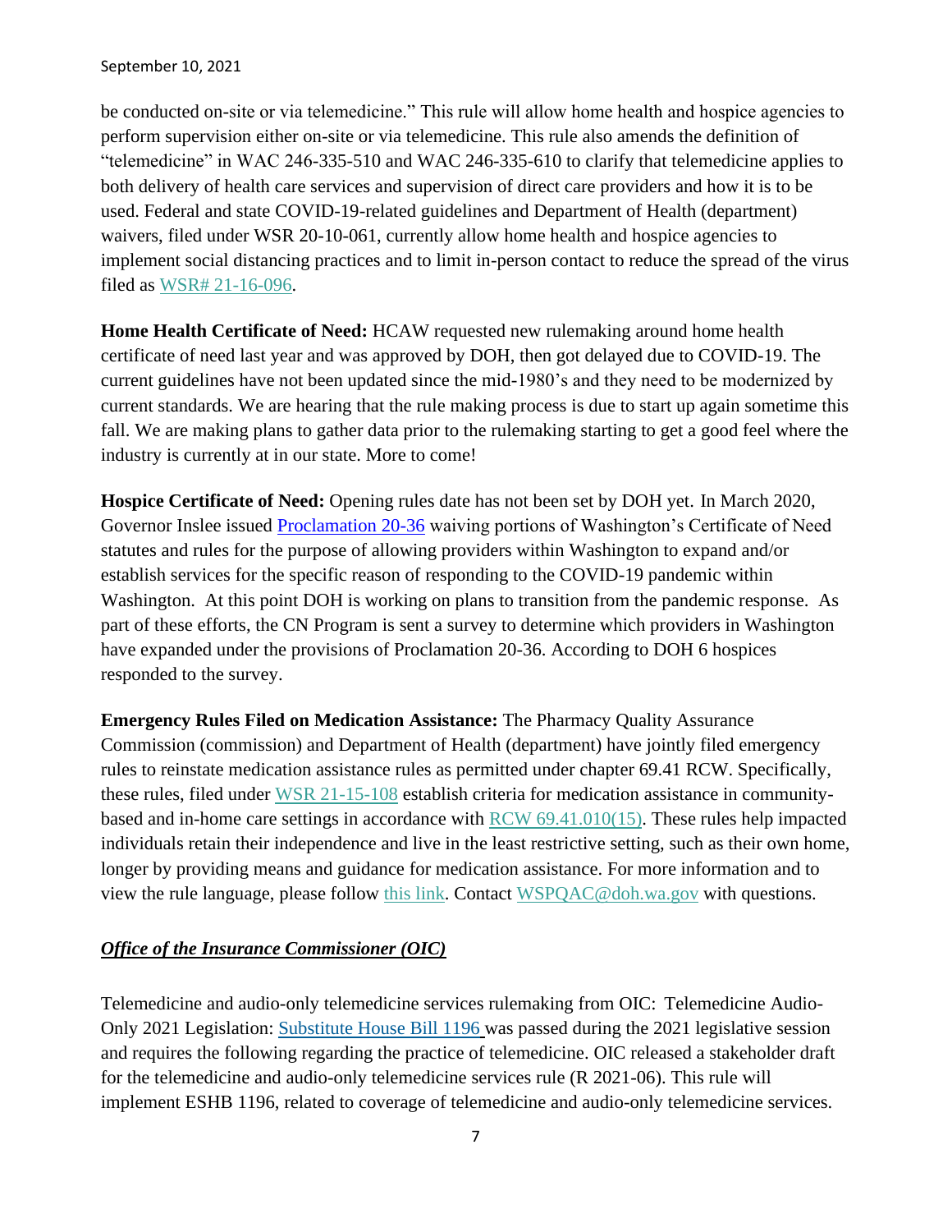be conducted on-site or via telemedicine." This rule will allow home health and hospice agencies to perform supervision either on-site or via telemedicine. This rule also amends the definition of "telemedicine" in WAC 246-335-510 and WAC 246-335-610 to clarify that telemedicine applies to both delivery of health care services and supervision of direct care providers and how it is to be used. Federal and state COVID-19-related guidelines and Department of Health (department) waivers, filed under WSR 20-10-061, currently allow home health and hospice agencies to implement social distancing practices and to limit in-person contact to reduce the spread of the virus filed as WSR# 21-16-096.

**Home Health Certificate of Need:** HCAW requested new rulemaking around home health certificate of need last year and was approved by DOH, then got delayed due to COVID-19. The current guidelines have not been updated since the mid-1980's and they need to be modernized by current standards. We are hearing that the rule making process is due to start up again sometime this fall. We are making plans to gather data prior to the rulemaking starting to get a good feel where the industry is currently at in our state. More to come!

**Hospice Certificate of Need:** Opening rules date has not been set by DOH yet. In March 2020, Governor Inslee issued Proclamation 20-36 waiving portions of Washington's Certificate of Need statutes and rules for the purpose of allowing providers within Washington to expand and/or establish services for the specific reason of responding to the COVID-19 pandemic within Washington. At this point DOH is working on plans to transition from the pandemic response. As part of these efforts, the CN Program is sent a survey to determine which providers in Washington have expanded under the provisions of Proclamation 20-36. According to DOH 6 hospices responded to the survey.

**Emergency Rules Filed on Medication Assistance:** The Pharmacy Quality Assurance Commission (commission) and Department of Health (department) have jointly filed emergency rules to reinstate medication assistance rules as permitted under chapter 69.41 RCW. Specifically, these rules, filed under WSR 21-15-108 establish criteria for medication assistance in community-based and in-home care settings in accordance with RCW 69.41.010(15). These rules help impacted individuals retain their independence and live in the least restrictive setting, such as their own home, longer by providing means and guidance for medication assistance. For more information and to view the rule language, please follow this link. Contact WSPQAC@doh.wa.gov with questions.

***Office of the Insurance Commissioner (OIC)***

Telemedicine and audio-only telemedicine services rulemaking from OIC: Telemedicine Audio-Only 2021 Legislation: Substitute House Bill 1196 was passed during the 2021 legislative session and requires the following regarding the practice of telemedicine. OIC released a stakeholder draft for the telemedicine and audio-only telemedicine services rule (R 2021-06). This rule will implement ESHB 1196, related to coverage of telemedicine and audio-only telemedicine services.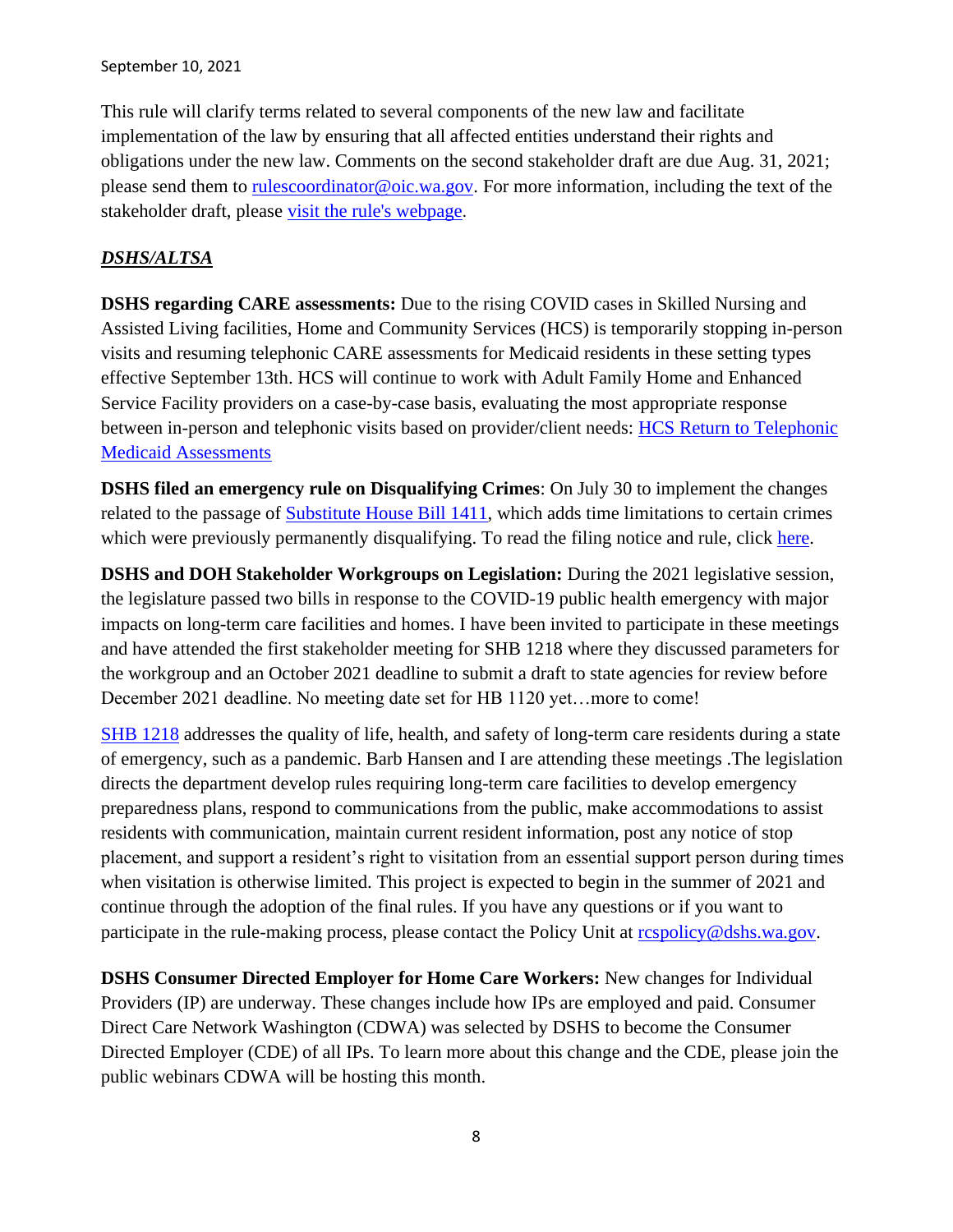This rule will clarify terms related to several components of the new law and facilitate implementation of the law by ensuring that all affected entities understand their rights and obligations under the new law. Comments on the second stakeholder draft are due Aug. 31, 2021; please send them to rulescoordinator@oic.wa.gov. For more information, including the text of the stakeholder draft, please visit the rule's webpage.

## ***DSHS/ALTSA***

**DSHS regarding CARE assessments:** Due to the rising COVID cases in Skilled Nursing and Assisted Living facilities, Home and Community Services (HCS) is temporarily stopping in-person visits and resuming telephonic CARE assessments for Medicaid residents in these setting types effective September 13th. HCS will continue to work with Adult Family Home and Enhanced Service Facility providers on a case-by-case basis, evaluating the most appropriate response between in-person and telephonic visits based on provider/client needs: HCS Return to Telephonic Medicaid Assessments

**DSHS filed an emergency rule on Disqualifying Crimes**: On July 30 to implement the changes related to the passage of Substitute House Bill 1411, which adds time limitations to certain crimes which were previously permanently disqualifying. To read the filing notice and rule, click here.

**DSHS and DOH Stakeholder Workgroups on Legislation:** During the 2021 legislative session, the legislature passed two bills in response to the COVID-19 public health emergency with major impacts on long-term care facilities and homes. I have been invited to participate in these meetings and have attended the first stakeholder meeting for SHB 1218 where they discussed parameters for the workgroup and an October 2021 deadline to submit a draft to state agencies for review before December 2021 deadline. No meeting date set for HB 1120 yet…more to come!

SHB 1218 addresses the quality of life, health, and safety of long-term care residents during a state of emergency, such as a pandemic. Barb Hansen and I are attending these meetings .The legislation directs the department develop rules requiring long-term care facilities to develop emergency preparedness plans, respond to communications from the public, make accommodations to assist residents with communication, maintain current resident information, post any notice of stop placement, and support a resident's right to visitation from an essential support person during times when visitation is otherwise limited. This project is expected to begin in the summer of 2021 and continue through the adoption of the final rules. If you have any questions or if you want to participate in the rule-making process, please contact the Policy Unit at rcspolicy@dshs.wa.gov.

**DSHS Consumer Directed Employer for Home Care Workers:** New changes for Individual Providers (IP) are underway. These changes include how IPs are employed and paid. Consumer Direct Care Network Washington (CDWA) was selected by DSHS to become the Consumer Directed Employer (CDE) of all IPs. To learn more about this change and the CDE, please join the public webinars CDWA will be hosting this month.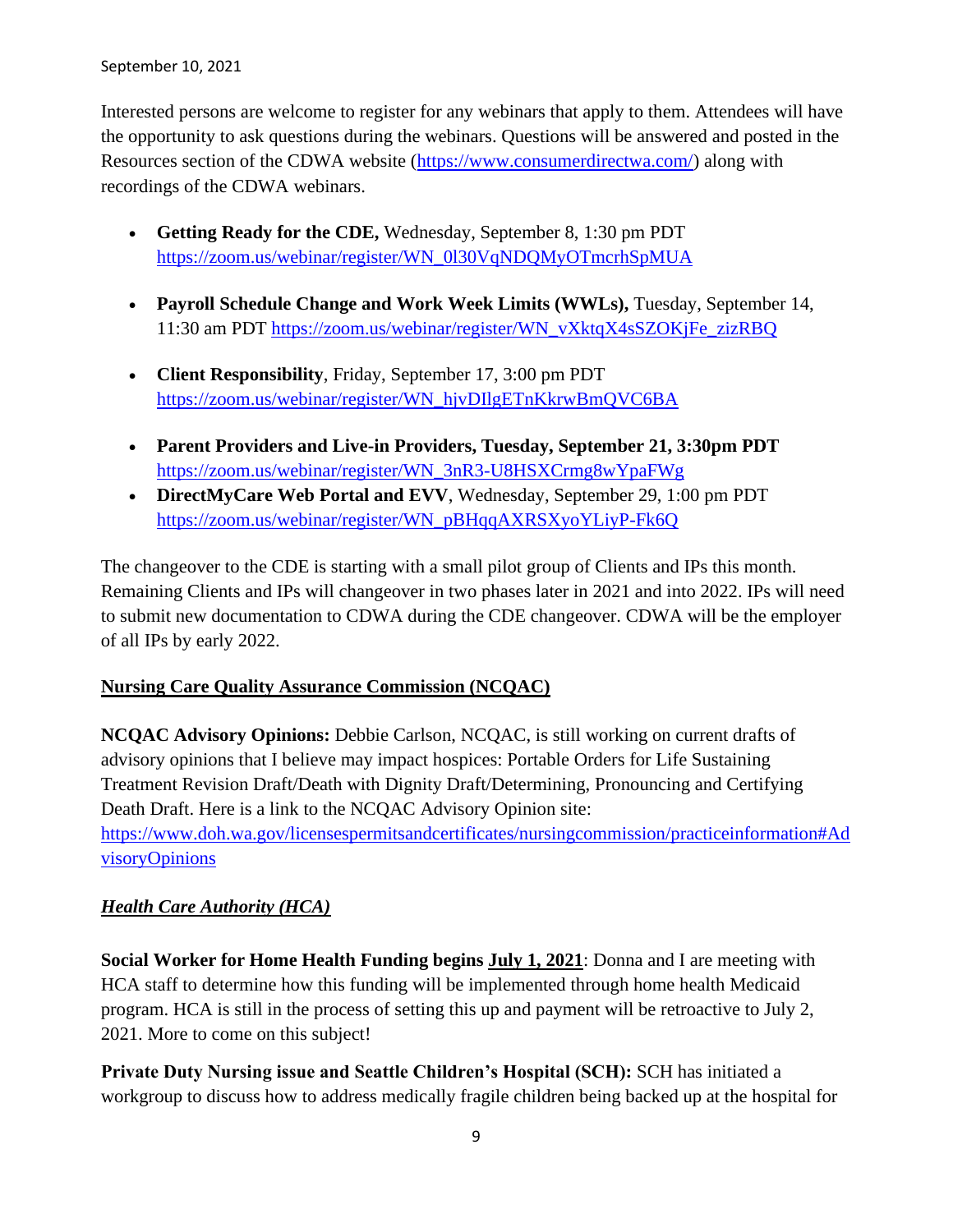September 10, 2021

Interested persons are welcome to register for any webinars that apply to them. Attendees will have the opportunity to ask questions during the webinars. Questions will be answered and posted in the Resources section of the CDWA website (https://www.consumerdirectwa.com/) along with recordings of the CDWA webinars.

- **Getting Ready for the CDE,** Wednesday, September 8, 1:30 pm PDT https://zoom.us/webinar/register/WN_0l30VqNDQMyOTmcrhSpMUA
- **Payroll Schedule Change and Work Week Limits (WWLs),** Tuesday, September 14, 11:30 am PDT https://zoom.us/webinar/register/WN_vXktqX4sSZOKjFe_zizRBQ
- **Client Responsibility**, Friday, September 17, 3:00 pm PDT https://zoom.us/webinar/register/WN_hjvDIlgETnKkrwBmQVC6BA
- **Parent Providers and Live-in Providers, Tuesday, September 21, 3:30pm PDT** https://zoom.us/webinar/register/WN_3nR3-U8HSXCrmg8wYpaFWg
- **DirectMyCare Web Portal and EVV**, Wednesday, September 29, 1:00 pm PDT https://zoom.us/webinar/register/WN_pBHqqAXRSXyoYLiyP-Fk6Q

The changeover to the CDE is starting with a small pilot group of Clients and IPs this month. Remaining Clients and IPs will changeover in two phases later in 2021 and into 2022. IPs will need to submit new documentation to CDWA during the CDE changeover. CDWA will be the employer of all IPs by early 2022.

## Nursing Care Quality Assurance Commission (NCQAC)

**NCQAC Advisory Opinions:** Debbie Carlson, NCQAC, is still working on current drafts of advisory opinions that I believe may impact hospices: Portable Orders for Life Sustaining Treatment Revision Draft/Death with Dignity Draft/Determining, Pronouncing and Certifying Death Draft. Here is a link to the NCQAC Advisory Opinion site: https://www.doh.wa.gov/licensespermitsandcertificates/nursingcommission/practiceinformation#AdvisoryOpinions

## *Health Care Authority (HCA)*

**Social Worker for Home Health Funding begins July 1, 2021**: Donna and I are meeting with HCA staff to determine how this funding will be implemented through home health Medicaid program. HCA is still in the process of setting this up and payment will be retroactive to July 2, 2021. More to come on this subject!

**Private Duty Nursing issue and Seattle Children's Hospital (SCH):** SCH has initiated a workgroup to discuss how to address medically fragile children being backed up at the hospital for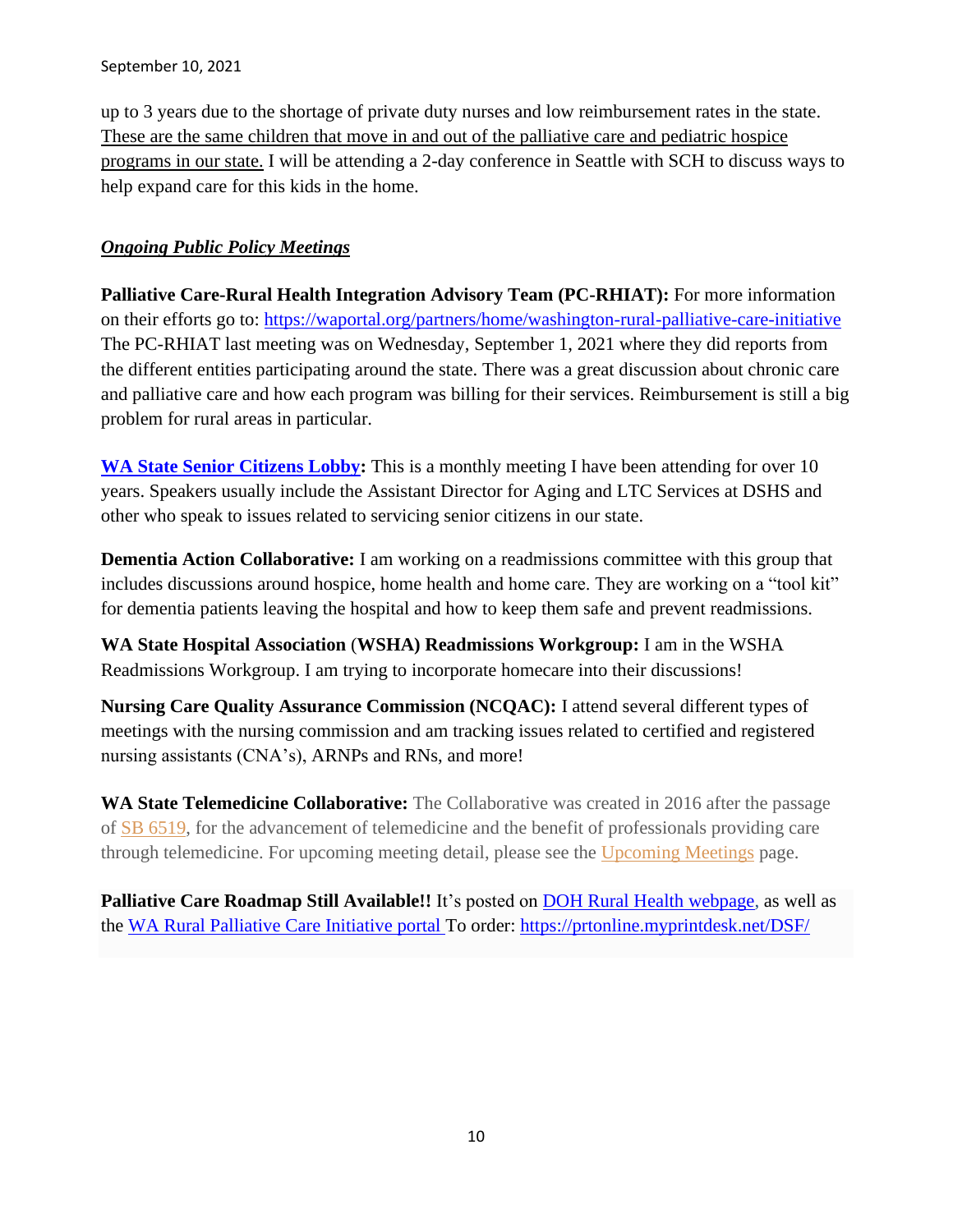up to 3 years due to the shortage of private duty nurses and low reimbursement rates in the state. These are the same children that move in and out of the palliative care and pediatric hospice programs in our state. I will be attending a 2-day conference in Seattle with SCH to discuss ways to help expand care for this kids in the home.

***Ongoing Public Policy Meetings***

**Palliative Care-Rural Health Integration Advisory Team (PC-RHIAT):** For more information on their efforts go to: https://waportal.org/partners/home/washington-rural-palliative-care-initiative The PC-RHIAT last meeting was on Wednesday, September 1, 2021 where they did reports from the different entities participating around the state. There was a great discussion about chronic care and palliative care and how each program was billing for their services. Reimbursement is still a big problem for rural areas in particular.

**WA State Senior Citizens Lobby:** This is a monthly meeting I have been attending for over 10 years. Speakers usually include the Assistant Director for Aging and LTC Services at DSHS and other who speak to issues related to servicing senior citizens in our state.

**Dementia Action Collaborative:** I am working on a readmissions committee with this group that includes discussions around hospice, home health and home care. They are working on a "tool kit" for dementia patients leaving the hospital and how to keep them safe and prevent readmissions.

**WA State Hospital Association (WSHA) Readmissions Workgroup:** I am in the WSHA Readmissions Workgroup. I am trying to incorporate homecare into their discussions!

**Nursing Care Quality Assurance Commission (NCQAC):** I attend several different types of meetings with the nursing commission and am tracking issues related to certified and registered nursing assistants (CNA's), ARNPs and RNs, and more!

**WA State Telemedicine Collaborative:** The Collaborative was created in 2016 after the passage of SB 6519, for the advancement of telemedicine and the benefit of professionals providing care through telemedicine. For upcoming meeting detail, please see the Upcoming Meetings page.

**Palliative Care Roadmap Still Available!!** It's posted on DOH Rural Health webpage, as well as the WA Rural Palliative Care Initiative portal To order: https://prtonline.myprintdesk.net/DSF/